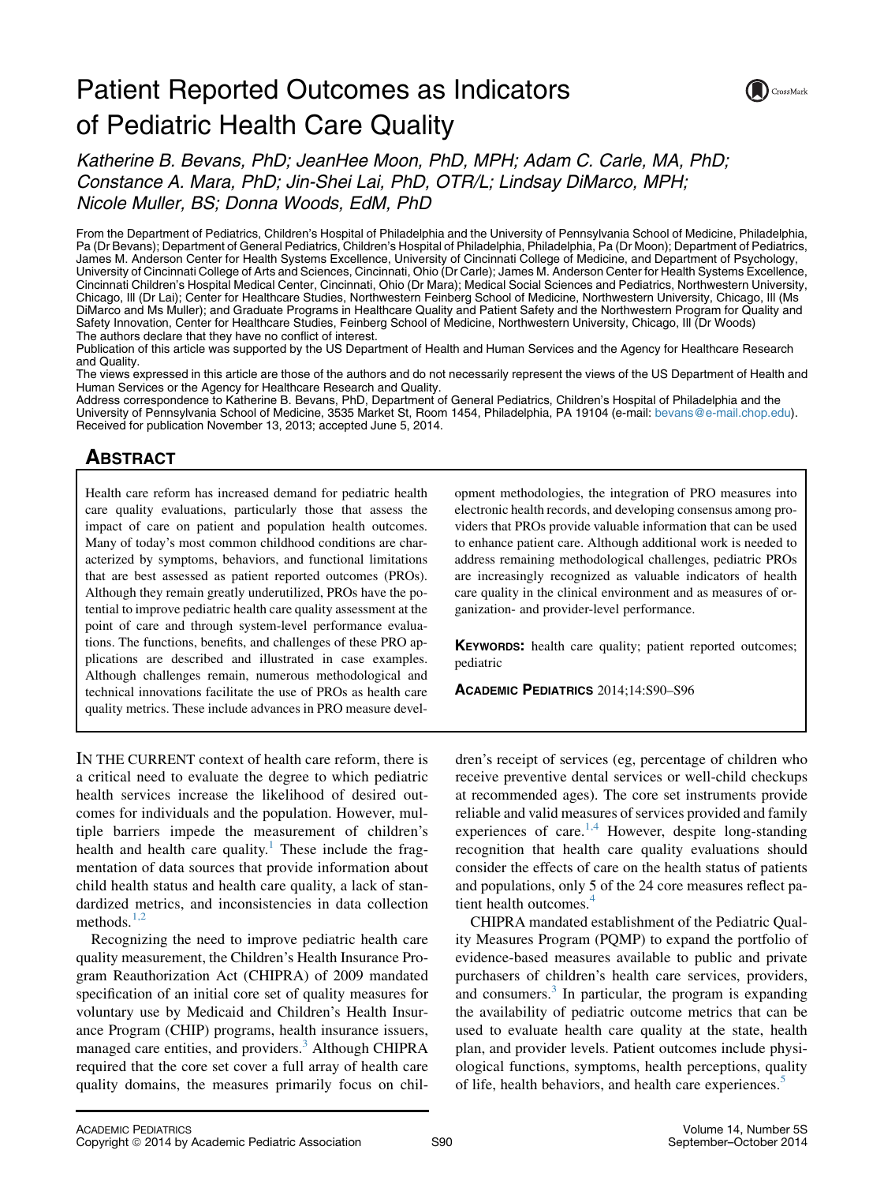# Patient Reported Outcomes as Indicators of Pediatric Health Care Quality

*Katherine B. Bevans, PhD; JeanHee Moon, PhD, MPH; Adam C. Carle, MA, PhD; Constance A. Mara, PhD; Jin-Shei Lai, PhD, OTR/L; Lindsay DiMarco, MPH; Nicole Muller, BS; Donna Woods, EdM, PhD*

From the Department of Pediatrics, Children's Hospital of Philadelphia and the University of Pennsylvania School of Medicine, Philadelphia, Pa (Dr Bevans); Department of General Pediatrics, Children's Hospital of Philadelphia, Philadelphia, Pa (Dr Moon); Department of Pediatrics, James M. Anderson Center for Health Systems Excellence, University of Cincinnati College of Medicine, and Department of Psychology, University of Cincinnati College of Arts and Sciences, Cincinnati, Ohio (Dr Carle); James M. Anderson Center for Health Systems Excellence, Cincinnati Children's Hospital Medical Center, Cincinnati, Ohio (Dr Mara); Medical Social Sciences and Pediatrics, Northwestern University, Chicago, Ill (Dr Lai); Center for Healthcare Studies, Northwestern Feinberg School of Medicine, Northwestern University, Chicago, Ill (Ms DiMarco and Ms Muller); and Graduate Programs in Healthcare Quality and Patient Safety and the Northwestern Program for Quality and Safety Innovation, Center for Healthcare Studies, Feinberg School of Medicine, Northwestern University, Chicago, Ill (Dr Woods)

The authors declare that they have no conflict of interest.

Publication of this article was supported by the US Department of Health and Human Services and the Agency for Healthcare Research and Quality.

The views expressed in this article are those of the authors and do not necessarily represent the views of the US Department of Health and Human Services or the Agency for Healthcare Research and Quality.

Address correspondence to Katherine B. Bevans, PhD, Department of General Pediatrics, Children's Hospital of Philadelphia and the University of Pennsylvania School of Medicine, 3535 Market St, Room 1454, Philadelphia, PA 19104 (e-mail: bevans@e-mail.chop.edu).

Received for publication November 13, 2013; accepted June 5, 2014.

## Abstract

Health care reform has increased demand for pediatric health care quality evaluations, particularly those that assess the impact of care on patient and population health outcomes. Many of today's most common childhood conditions are characterized by symptoms, behaviors, and functional limitations that are best assessed as patient reported outcomes (PROs). Although they remain greatly underutilized, PROs have the potential to improve pediatric health care quality assessment at the point of care and through system-level performance evaluations. The functions, benefits, and challenges of these PRO applications are described and illustrated in case examples. Although challenges remain, numerous methodological and technical innovations facilitate the use of PROs as health care quality metrics. These include advances in PRO measure development methodologies, the integration of PRO measures into electronic health records, and developing consensus among providers that PROs provide valuable information that can be used to enhance patient care. Although additional work is needed to address remaining methodological challenges, pediatric PROs are increasingly recognized as valuable indicators of health care quality in the clinical environment and as measures of organization- and provider-level performance.

**Keywords:** health care quality; patient reported outcomes; pediatric

**Academic Pediatrics** 2014;14:S90–S96

In the current context of health care reform, there is a critical need to evaluate the degree to which pediatric health services increase the likelihood of desired outcomes for individuals and the population. However, multiple barriers impede the measurement of children's health and health care quality.[1] These include the fragmentation of data sources that provide information about child health status and health care quality, a lack of standardized metrics, and inconsistencies in data collection methods.[1,2]

Recognizing the need to improve pediatric health care quality measurement, the Children's Health Insurance Program Reauthorization Act (CHIPRA) of 2009 mandated specification of an initial core set of quality measures for voluntary use by Medicaid and Children's Health Insurance Program (CHIP) programs, health insurance issuers, managed care entities, and providers.[3] Although CHIPRA required that the core set cover a full array of health care quality domains, the measures primarily focus on children's receipt of services (eg, percentage of children who receive preventive dental services or well-child checkups at recommended ages). The core set instruments provide reliable and valid measures of services provided and family experiences of care.[1,4] However, despite long-standing recognition that health care quality evaluations should consider the effects of care on the health status of patients and populations, only 5 of the 24 core measures reflect patient health outcomes.[4]

CHIPRA mandated establishment of the Pediatric Quality Measures Program (PQMP) to expand the portfolio of evidence-based measures available to public and private purchasers of children's health care services, providers, and consumers.[3] In particular, the program is expanding the availability of pediatric outcome metrics that can be used to evaluate health care quality at the state, health plan, and provider levels. Patient outcomes include physiological functions, symptoms, health perceptions, quality of life, health behaviors, and health care experiences.[5]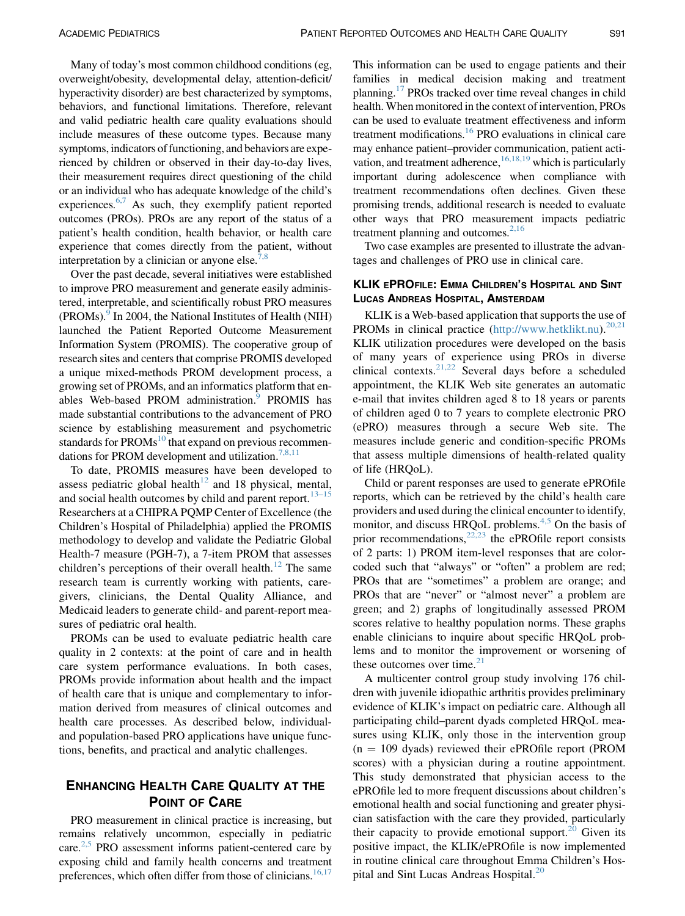Many of today's most common childhood conditions (eg, overweight/obesity, developmental delay, attention-deficit/hyperactivity disorder) are best characterized by symptoms, behaviors, and functional limitations. Therefore, relevant and valid pediatric health care quality evaluations should include measures of these outcome types. Because many symptoms, indicators of functioning, and behaviors are experienced by children or observed in their day-to-day lives, their measurement requires direct questioning of the child or an individual who has adequate knowledge of the child's experiences.[6,7] As such, they exemplify patient reported outcomes (PROs). PROs are any report of the status of a patient's health condition, health behavior, or health care experience that comes directly from the patient, without interpretation by a clinician or anyone else.[7,8]

Over the past decade, several initiatives were established to improve PRO measurement and generate easily administered, interpretable, and scientifically robust PRO measures (PROMs).[9] In 2004, the National Institutes of Health (NIH) launched the Patient Reported Outcome Measurement Information System (PROMIS). The cooperative group of research sites and centers that comprise PROMIS developed a unique mixed-methods PROM development process, a growing set of PROMs, and an informatics platform that enables Web-based PROM administration.[9] PROMIS has made substantial contributions to the advancement of PRO science by establishing measurement and psychometric standards for PROMs[10] that expand on previous recommendations for PROM development and utilization.[7,8,11]

To date, PROMIS measures have been developed to assess pediatric global health[12] and 18 physical, mental, and social health outcomes by child and parent report.[13–15] Researchers at a CHIPRA PQMP Center of Excellence (the Children's Hospital of Philadelphia) applied the PROMIS methodology to develop and validate the Pediatric Global Health-7 measure (PGH-7), a 7-item PROM that assesses children's perceptions of their overall health.[12] The same research team is currently working with patients, caregivers, clinicians, the Dental Quality Alliance, and Medicaid leaders to generate child- and parent-report measures of pediatric oral health.

PROMs can be used to evaluate pediatric health care quality in 2 contexts: at the point of care and in health care system performance evaluations. In both cases, PROMs provide information about health and the impact of health care that is unique and complementary to information derived from measures of clinical outcomes and health care processes. As described below, individual- and population-based PRO applications have unique functions, benefits, and practical and analytic challenges.

## Enhancing Health Care Quality at the Point of Care

PRO measurement in clinical practice is increasing, but remains relatively uncommon, especially in pediatric care.[2,5] PRO assessment informs patient-centered care by exposing child and family health concerns and treatment preferences, which often differ from those of clinicians.[16,17] This information can be used to engage patients and their families in medical decision making and treatment planning.[17] PROs tracked over time reveal changes in child health. When monitored in the context of intervention, PROs can be used to evaluate treatment effectiveness and inform treatment modifications.[16] PRO evaluations in clinical care may enhance patient–provider communication, patient activation, and treatment adherence,[16,18,19] which is particularly important during adolescence when compliance with treatment recommendations often declines. Given these promising trends, additional research is needed to evaluate other ways that PRO measurement impacts pediatric treatment planning and outcomes.[2,16]

Two case examples are presented to illustrate the advantages and challenges of PRO use in clinical care.

### KLIK ePROfile: Emma Children's Hospital and Sint Lucas Andreas Hospital, Amsterdam

KLIK is a Web-based application that supports the use of PROMs in clinical practice (http://www.hetklikt.nu).[20,21] KLIK utilization procedures were developed on the basis of many years of experience using PROs in diverse clinical contexts.[21,22] Several days before a scheduled appointment, the KLIK Web site generates an automatic e-mail that invites children aged 8 to 18 years or parents of children aged 0 to 7 years to complete electronic PRO (ePRO) measures through a secure Web site. The measures include generic and condition-specific PROMs that assess multiple dimensions of health-related quality of life (HRQoL).

Child or parent responses are used to generate ePROfile reports, which can be retrieved by the child's health care providers and used during the clinical encounter to identify, monitor, and discuss HRQoL problems.[4,5] On the basis of prior recommendations,[22,23] the ePROfile report consists of 2 parts: 1) PROM item-level responses that are color-coded such that "always" or "often" a problem are red; PROs that are "sometimes" a problem are orange; and PROs that are "never" or "almost never" a problem are green; and 2) graphs of longitudinally assessed PROM scores relative to healthy population norms. These graphs enable clinicians to inquire about specific HRQoL problems and to monitor the improvement or worsening of these outcomes over time.[21]

A multicenter control group study involving 176 children with juvenile idiopathic arthritis provides preliminary evidence of KLIK's impact on pediatric care. Although all participating child–parent dyads completed HRQoL measures using KLIK, only those in the intervention group (n = 109 dyads) reviewed their ePROfile report (PROM scores) with a physician during a routine appointment. This study demonstrated that physician access to the ePROfile led to more frequent discussions about children's emotional health and social functioning and greater physician satisfaction with the care they provided, particularly their capacity to provide emotional support.[20] Given its positive impact, the KLIK/ePROfile is now implemented in routine clinical care throughout Emma Children's Hospital and Sint Lucas Andreas Hospital.[20]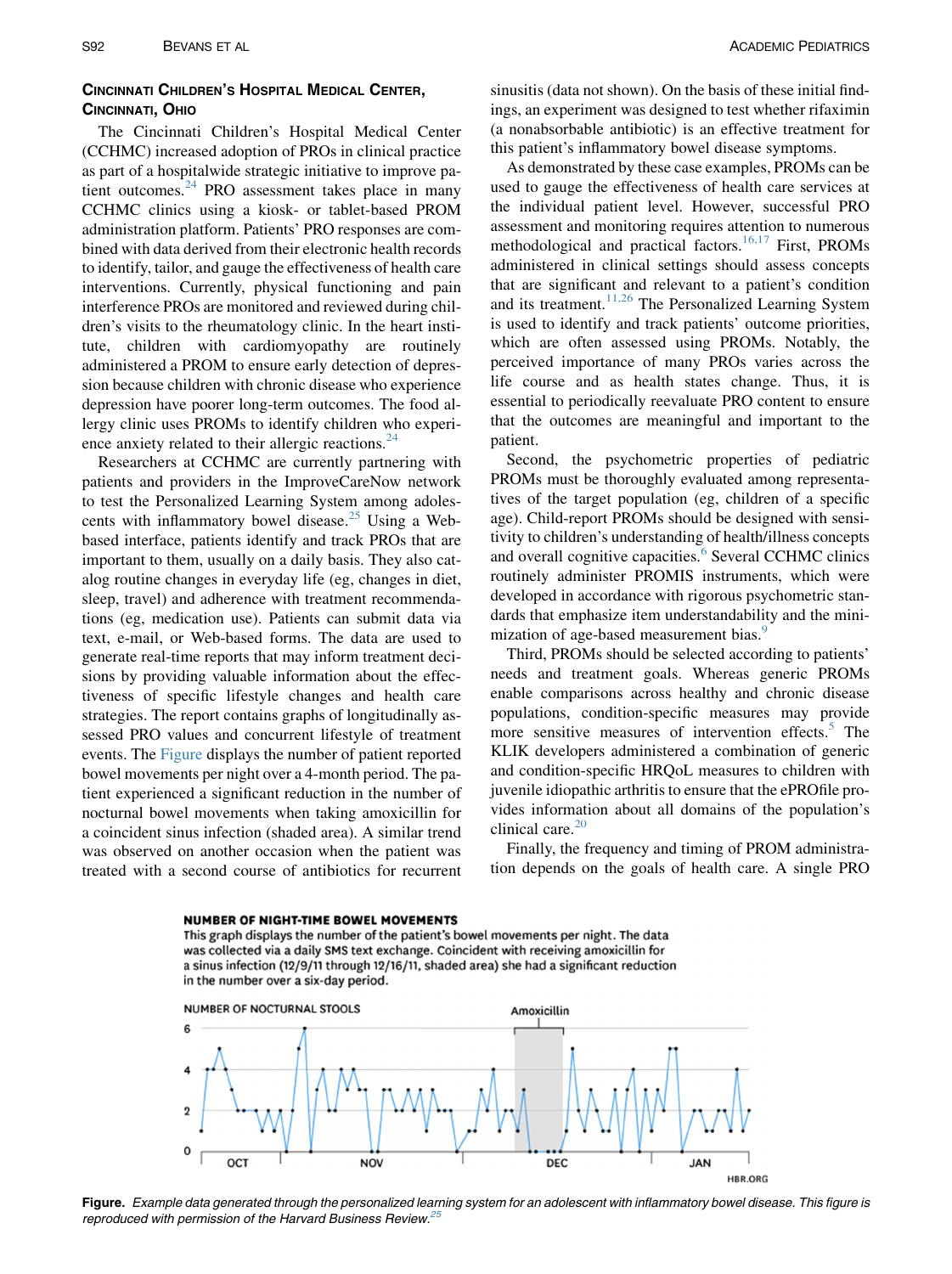### Cincinnati Children's Hospital Medical Center, Cincinnati, Ohio

The Cincinnati Children's Hospital Medical Center (CCHMC) increased adoption of PROs in clinical practice as part of a hospitalwide strategic initiative to improve patient outcomes.[24] PRO assessment takes place in many CCHMC clinics using a kiosk- or tablet-based PROM administration platform. Patients' PRO responses are combined with data derived from their electronic health records to identify, tailor, and gauge the effectiveness of health care interventions. Currently, physical functioning and pain interference PROs are monitored and reviewed during children's visits to the rheumatology clinic. In the heart institute, children with cardiomyopathy are routinely administered a PROM to ensure early detection of depression because children with chronic disease who experience depression have poorer long-term outcomes. The food allergy clinic uses PROMs to identify children who experience anxiety related to their allergic reactions.[24]

Researchers at CCHMC are currently partnering with patients and providers in the ImproveCareNow network to test the Personalized Learning System among adolescents with inflammatory bowel disease.[25] Using a Web-based interface, patients identify and track PROs that are important to them, usually on a daily basis. They also catalog routine changes in everyday life (eg, changes in diet, sleep, travel) and adherence with treatment recommendations (eg, medication use). Patients can submit data via text, e-mail, or Web-based forms. The data are used to generate real-time reports that may inform treatment decisions by providing valuable information about the effectiveness of specific lifestyle changes and health care strategies. The report contains graphs of longitudinally assessed PRO values and concurrent lifestyle of treatment events. The Figure displays the number of patient reported bowel movements per night over a 4-month period. The patient experienced a significant reduction in the number of nocturnal bowel movements when taking amoxicillin for a coincident sinus infection (shaded area). A similar trend was observed on another occasion when the patient was treated with a second course of antibiotics for recurrent sinusitis (data not shown). On the basis of these initial findings, an experiment was designed to test whether rifaximin (a nonabsorbable antibiotic) is an effective treatment for this patient's inflammatory bowel disease symptoms.

As demonstrated by these case examples, PROMs can be used to gauge the effectiveness of health care services at the individual patient level. However, successful PRO assessment and monitoring requires attention to numerous methodological and practical factors.[16,17] First, PROMs administered in clinical settings should assess concepts that are significant and relevant to a patient's condition and its treatment.[11,26] The Personalized Learning System is used to identify and track patients' outcome priorities, which are often assessed using PROMs. Notably, the perceived importance of many PROs varies across the life course and as health states change. Thus, it is essential to periodically reevaluate PRO content to ensure that the outcomes are meaningful and important to the patient.

Second, the psychometric properties of pediatric PROMs must be thoroughly evaluated among representatives of the target population (eg, children of a specific age). Child-report PROMs should be designed with sensitivity to children's understanding of health/illness concepts and overall cognitive capacities.[6] Several CCHMC clinics routinely administer PROMIS instruments, which were developed in accordance with rigorous psychometric standards that emphasize item understandability and the minimization of age-based measurement bias.[9]

Third, PROMs should be selected according to patients' needs and treatment goals. Whereas generic PROMs enable comparisons across healthy and chronic disease populations, condition-specific measures may provide more sensitive measures of intervention effects.[5] The KLIK developers administered a combination of generic and condition-specific HRQoL measures to children with juvenile idiopathic arthritis to ensure that the ePROfile provides information about all domains of the population's clinical care.[20]

Finally, the frequency and timing of PROM administration depends on the goals of health care. A single PRO

**NUMBER OF NIGHT-TIME BOWEL MOVEMENTS**

This graph displays the number of the patient's bowel movements per night. The data was collected via a daily SMS text exchange. Coincident with receiving amoxicillin for a sinus infection (12/9/11 through 12/16/11, shaded area) she had a significant reduction in the number over a six-day period.

**Figure.** *Example data generated through the personalized learning system for an adolescent with inflammatory bowel disease. This figure is reproduced with permission of the Harvard Business Review.*[25]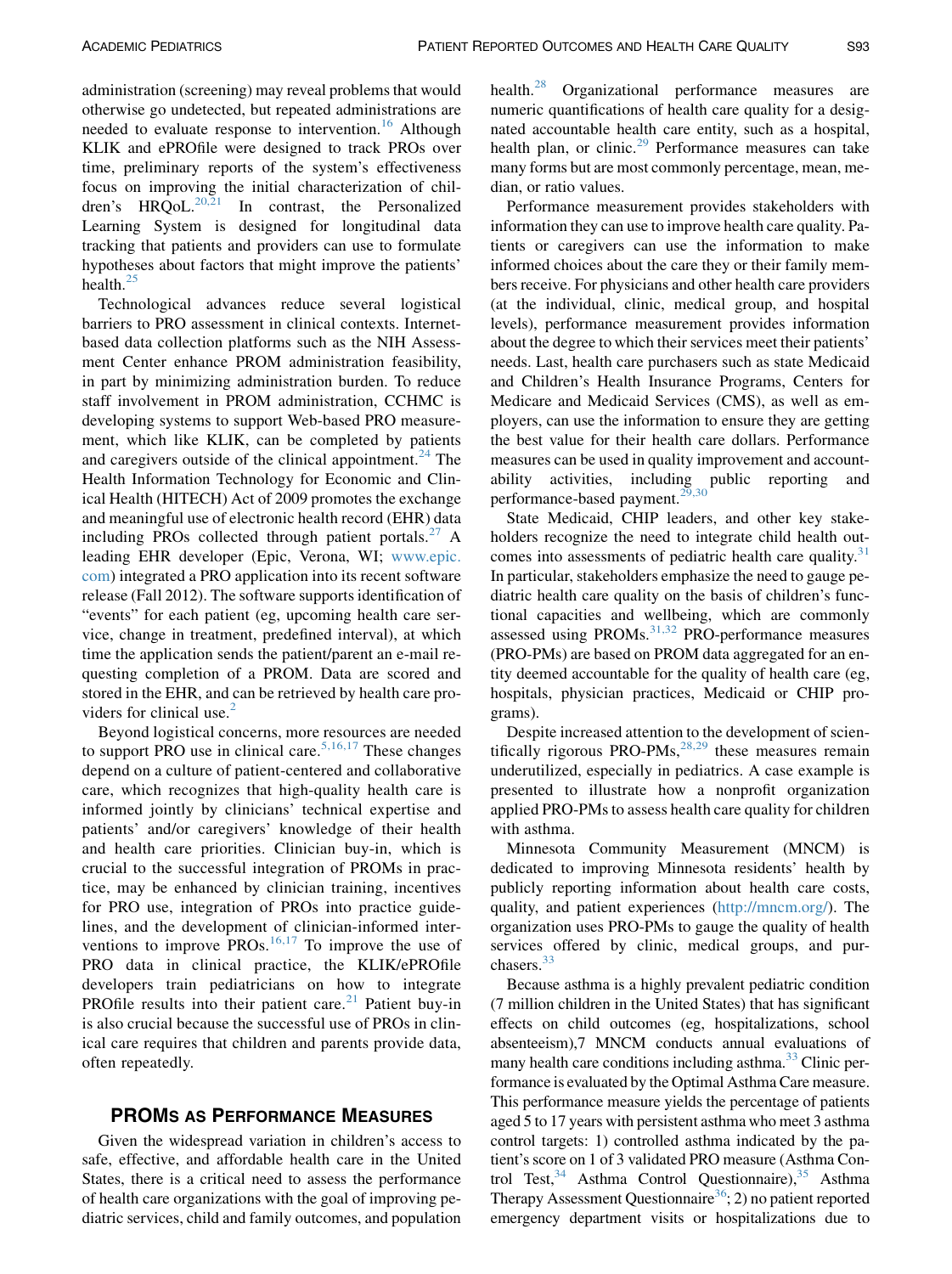administration (screening) may reveal problems that would otherwise go undetected, but repeated administrations are needed to evaluate response to intervention.[16] Although KLIK and ePROfile were designed to track PROs over time, preliminary reports of the system's effectiveness focus on improving the initial characterization of children's HRQoL.[20,21] In contrast, the Personalized Learning System is designed for longitudinal data tracking that patients and providers can use to formulate hypotheses about factors that might improve the patients' health.[25]

Technological advances reduce several logistical barriers to PRO assessment in clinical contexts. Internet-based data collection platforms such as the NIH Assessment Center enhance PROM administration feasibility, in part by minimizing administration burden. To reduce staff involvement in PROM administration, CCHMC is developing systems to support Web-based PRO measurement, which like KLIK, can be completed by patients and caregivers outside of the clinical appointment.[24] The Health Information Technology for Economic and Clinical Health (HITECH) Act of 2009 promotes the exchange and meaningful use of electronic health record (EHR) data including PROs collected through patient portals.[27] A leading EHR developer (Epic, Verona, WI; www.epic.com) integrated a PRO application into its recent software release (Fall 2012). The software supports identification of "events" for each patient (eg, upcoming health care service, change in treatment, predefined interval), at which time the application sends the patient/parent an e-mail requesting completion of a PROM. Data are scored and stored in the EHR, and can be retrieved by health care providers for clinical use.[2]

Beyond logistical concerns, more resources are needed to support PRO use in clinical care.[5,16,17] These changes depend on a culture of patient-centered and collaborative care, which recognizes that high-quality health care is informed jointly by clinicians' technical expertise and patients' and/or caregivers' knowledge of their health and health care priorities. Clinician buy-in, which is crucial to the successful integration of PROMs in practice, may be enhanced by clinician training, incentives for PRO use, integration of PROs into practice guidelines, and the development of clinician-informed interventions to improve PROs.[16,17] To improve the use of PRO data in clinical practice, the KLIK/ePROfile developers train pediatricians on how to integrate PROfile results into their patient care.[21] Patient buy-in is also crucial because the successful use of PROs in clinical care requires that children and parents provide data, often repeatedly.

## PROMs as Performance Measures

Given the widespread variation in children's access to safe, effective, and affordable health care in the United States, there is a critical need to assess the performance of health care organizations with the goal of improving pediatric services, child and family outcomes, and population health.[28] Organizational performance measures are numeric quantifications of health care quality for a designated accountable health care entity, such as a hospital, health plan, or clinic.[29] Performance measures can take many forms but are most commonly percentage, mean, median, or ratio values.

Performance measurement provides stakeholders with information they can use to improve health care quality. Patients or caregivers can use the information to make informed choices about the care they or their family members receive. For physicians and other health care providers (at the individual, clinic, medical group, and hospital levels), performance measurement provides information about the degree to which their services meet their patients' needs. Last, health care purchasers such as state Medicaid and Children's Health Insurance Programs, Centers for Medicare and Medicaid Services (CMS), as well as employers, can use the information to ensure they are getting the best value for their health care dollars. Performance measures can be used in quality improvement and accountability activities, including public reporting and performance-based payment.[29,30]

State Medicaid, CHIP leaders, and other key stakeholders recognize the need to integrate child health outcomes into assessments of pediatric health care quality.[31] In particular, stakeholders emphasize the need to gauge pediatric health care quality on the basis of children's functional capacities and wellbeing, which are commonly assessed using PROMs.[31,32] PRO-performance measures (PRO-PMs) are based on PROM data aggregated for an entity deemed accountable for the quality of health care (eg, hospitals, physician practices, Medicaid or CHIP programs).

Despite increased attention to the development of scientifically rigorous PRO-PMs,[28,29] these measures remain underutilized, especially in pediatrics. A case example is presented to illustrate how a nonprofit organization applied PRO-PMs to assess health care quality for children with asthma.

Minnesota Community Measurement (MNCM) is dedicated to improving Minnesota residents' health by publicly reporting information about health care costs, quality, and patient experiences (http://mncm.org/). The organization uses PRO-PMs to gauge the quality of health services offered by clinic, medical groups, and purchasers.[33]

Because asthma is a highly prevalent pediatric condition (7 million children in the United States) that has significant effects on child outcomes (eg, hospitalizations, school absenteeism),7 MNCM conducts annual evaluations of many health care conditions including asthma.[33] Clinic performance is evaluated by the Optimal Asthma Care measure. This performance measure yields the percentage of patients aged 5 to 17 years with persistent asthma who meet 3 asthma control targets: 1) controlled asthma indicated by the patient's score on 1 of 3 validated PRO measure (Asthma Control Test,[34] Asthma Control Questionnaire),[35] Asthma Therapy Assessment Questionnaire[36]; 2) no patient reported emergency department visits or hospitalizations due to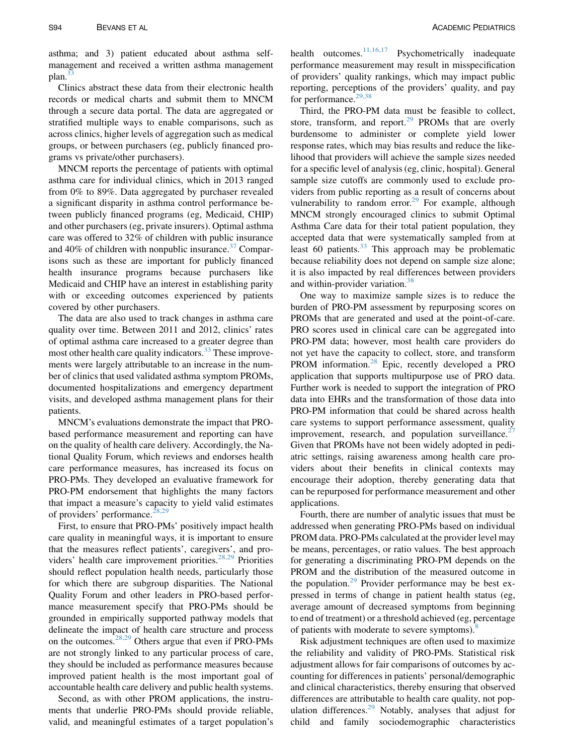asthma; and 3) patient educated about asthma self-management and received a written asthma management plan.[33]

Clinics abstract these data from their electronic health records or medical charts and submit them to MNCM through a secure data portal. The data are aggregated or stratified multiple ways to enable comparisons, such as across clinics, higher levels of aggregation such as medical groups, or between purchasers (eg, publicly financed programs vs private/other purchasers).

MNCM reports the percentage of patients with optimal asthma care for individual clinics, which in 2013 ranged from 0% to 89%. Data aggregated by purchaser revealed a significant disparity in asthma control performance between publicly financed programs (eg, Medicaid, CHIP) and other purchasers (eg, private insurers). Optimal asthma care was offered to 32% of children with public insurance and 40% of children with nonpublic insurance.[37] Comparisons such as these are important for publicly financed health insurance programs because purchasers like Medicaid and CHIP have an interest in establishing parity with or exceeding outcomes experienced by patients covered by other purchasers.

The data are also used to track changes in asthma care quality over time. Between 2011 and 2012, clinics' rates of optimal asthma care increased to a greater degree than most other health care quality indicators.[33] These improvements were largely attributable to an increase in the number of clinics that used validated asthma symptom PROMs, documented hospitalizations and emergency department visits, and developed asthma management plans for their patients.

MNCM's evaluations demonstrate the impact that PRO-based performance measurement and reporting can have on the quality of health care delivery. Accordingly, the National Quality Forum, which reviews and endorses health care performance measures, has increased its focus on PRO-PMs. They developed an evaluative framework for PRO-PM endorsement that highlights the many factors that impact a measure's capacity to yield valid estimates of providers' performance.[28,29]

First, to ensure that PRO-PMs' positively impact health care quality in meaningful ways, it is important to ensure that the measures reflect patients', caregivers', and providers' health care improvement priorities.[28,29] Priorities should reflect population health needs, particularly those for which there are subgroup disparities. The National Quality Forum and other leaders in PRO-based performance measurement specify that PRO-PMs should be grounded in empirically supported pathway models that delineate the impact of health care structure and process on the outcomes.[28,29] Others argue that even if PRO-PMs are not strongly linked to any particular process of care, they should be included as performance measures because improved patient health is the most important goal of accountable health care delivery and public health systems.

Second, as with other PROM applications, the instruments that underlie PRO-PMs should provide reliable, valid, and meaningful estimates of a target population's health outcomes.[11,16,17] Psychometrically inadequate performance measurement may result in misspecification of providers' quality rankings, which may impact public reporting, perceptions of the providers' quality, and pay for performance.[29,38]

Third, the PRO-PM data must be feasible to collect, store, transform, and report.[29] PROMs that are overly burdensome to administer or complete yield lower response rates, which may bias results and reduce the likelihood that providers will achieve the sample sizes needed for a specific level of analysis (eg, clinic, hospital). General sample size cutoffs are commonly used to exclude providers from public reporting as a result of concerns about vulnerability to random error.[29] For example, although MNCM strongly encouraged clinics to submit Optimal Asthma Care data for their total patient population, they accepted data that were systematically sampled from at least 60 patients.[33] This approach may be problematic because reliability does not depend on sample size alone; it is also impacted by real differences between providers and within-provider variation.[38]

One way to maximize sample sizes is to reduce the burden of PRO-PM assessment by repurposing scores on PROMs that are generated and used at the point-of-care. PRO scores used in clinical care can be aggregated into PRO-PM data; however, most health care providers do not yet have the capacity to collect, store, and transform PROM information.[28] Epic, recently developed a PRO application that supports multipurpose use of PRO data. Further work is needed to support the integration of PRO data into EHRs and the transformation of those data into PRO-PM information that could be shared across health care systems to support performance assessment, quality improvement, research, and population surveillance.[27] Given that PROMs have not been widely adopted in pediatric settings, raising awareness among health care providers about their benefits in clinical contexts may encourage their adoption, thereby generating data that can be repurposed for performance measurement and other applications.

Fourth, there are number of analytic issues that must be addressed when generating PRO-PMs based on individual PROM data. PRO-PMs calculated at the provider level may be means, percentages, or ratio values. The best approach for generating a discriminating PRO-PM depends on the PROM and the distribution of the measured outcome in the population.[29] Provider performance may be best expressed in terms of change in patient health status (eg, average amount of decreased symptoms from beginning to end of treatment) or a threshold achieved (eg, percentage of patients with moderate to severe symptoms).[8]

Risk adjustment techniques are often used to maximize the reliability and validity of PRO-PMs. Statistical risk adjustment allows for fair comparisons of outcomes by accounting for differences in patients' personal/demographic and clinical characteristics, thereby ensuring that observed differences are attributable to health care quality, not population differences.[29] Notably, analyses that adjust for child and family sociodemographic characteristics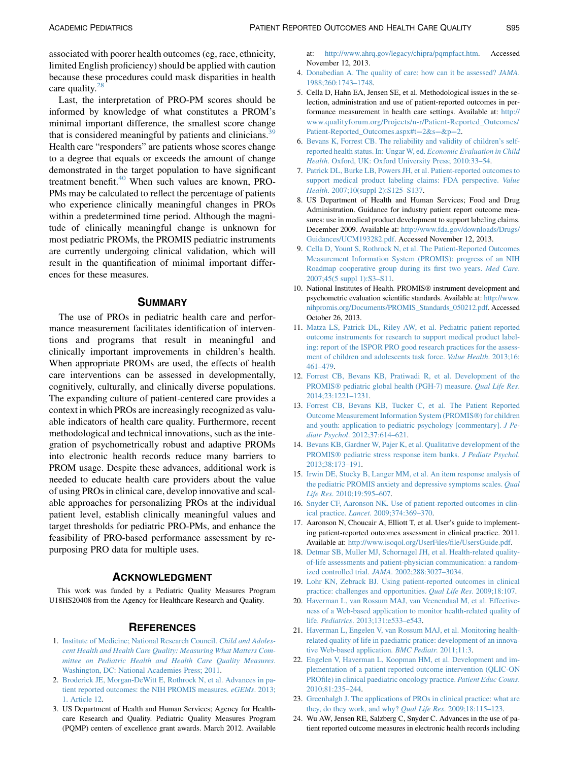associated with poorer health outcomes (eg, race, ethnicity, limited English proficiency) should be applied with caution because these procedures could mask disparities in health care quality.[28]

Last, the interpretation of PRO-PM scores should be informed by knowledge of what constitutes a PROM's minimal important difference, the smallest score change that is considered meaningful by patients and clinicians.[39] Health care "responders" are patients whose scores change to a degree that equals or exceeds the amount of change demonstrated in the target population to have significant treatment benefit.[40] When such values are known, PRO-PMs may be calculated to reflect the percentage of patients who experience clinically meaningful changes in PROs within a predetermined time period. Although the magnitude of clinically meaningful change is unknown for most pediatric PROMs, the PROMIS pediatric instruments are currently undergoing clinical validation, which will result in the quantification of minimal important differences for these measures.

## Summary

The use of PROs in pediatric health care and performance measurement facilitates identification of interventions and programs that result in meaningful and clinically important improvements in children's health. When appropriate PROMs are used, the effects of health care interventions can be assessed in developmentally, cognitively, culturally, and clinically diverse populations. The expanding culture of patient-centered care provides a context in which PROs are increasingly recognized as valuable indicators of health care quality. Furthermore, recent methodological and technical innovations, such as the integration of psychometrically robust and adaptive PROMs into electronic health records reduce many barriers to PROM usage. Despite these advances, additional work is needed to educate health care providers about the value of using PROs in clinical care, develop innovative and scalable approaches for personalizing PROs at the individual patient level, establish clinically meaningful values and target thresholds for pediatric PRO-PMs, and enhance the feasibility of PRO-based performance assessment by repurposing PRO data for multiple uses.

## Acknowledgment

This work was funded by a Pediatric Quality Measures Program U18HS20408 from the Agency for Healthcare Research and Quality.

## References

1. Institute of Medicine; National Research Council. *Child and Adolescent Health and Health Care Quality: Measuring What Matters Committee on Pediatric Health and Health Care Quality Measures*. Washington, DC: National Academies Press; 2011.
2. Broderick JE, Morgan-DeWitt E, Rothrock N, et al. Advances in patient reported outcomes: the NIH PROMIS measures. *eGEMs*. 2013; 1. Article 12.
3. US Department of Health and Human Services; Agency for Healthcare Research and Quality. Pediatric Quality Measures Program (PQMP) centers of excellence grant awards. March 2012. Available at: http://www.ahrq.gov/legacy/chipra/pqmpfact.htm. Accessed November 12, 2013.
4. Donabedian A. The quality of care: how can it be assessed? *JAMA*. 1988;260:1743–1748.
5. Cella D, Hahn EA, Jensen SE, et al. Methodological issues in the selection, administration and use of patient-reported outcomes in performance measurement in health care settings. Available at: http://www.qualityforum.org/Projects/n-r/Patient-Reported_Outcomes/Patient-Reported_Outcomes.aspx#t=2&s=&p=2.
6. Bevans K, Forrest CB. The reliability and validity of children's self-reported health status. In: Ungar W, ed. *Economic Evaluation in Child Health*. Oxford, UK: Oxford University Press; 2010:33–54.
7. Patrick DL, Burke LB, Powers JH, et al. Patient-reported outcomes to support medical product labeling claims: FDA perspective. *Value Health*. 2007;10(suppl 2):S125–S137.
8. US Department of Health and Human Services; Food and Drug Administration. Guidance for industry patient report outcome measures: use in medical product development to support labeling claims. December 2009. Available at: http://www.fda.gov/downloads/Drugs/Guidances/UCM193282.pdf. Accessed November 12, 2013.
9. Cella D, Yount S, Rothrock N, et al. The Patient-Reported Outcomes Measurement Information System (PROMIS): progress of an NIH Roadmap cooperative group during its first two years. *Med Care*. 2007;45(5 suppl 1):S3–S11.
10. National Institutes of Health. PROMIS® instrument development and psychometric evaluation scientific standards. Available at: http://www.nihpromis.org/Documents/PROMIS_Standards_050212.pdf. Accessed October 26, 2013.
11. Matza LS, Patrick DL, Riley AW, et al. Pediatric patient-reported outcome instruments for research to support medical product labeling: report of the ISPOR PRO good research practices for the assessment of children and adolescents task force. *Value Health*. 2013;16:461–479.
12. Forrest CB, Bevans KB, Pratiwadi R, et al. Development of the PROMIS® pediatric global health (PGH-7) measure. *Qual Life Res*. 2014;23:1221–1231.
13. Forrest CB, Bevans KB, Tucker C, et al. The Patient Reported Outcome Measurement Information System (PROMIS®) for children and youth: application to pediatric psychology [commentary]. *J Pediatr Psychol*. 2012;37:614–621.
14. Bevans KB, Gardner W, Pajer K, et al. Qualitative development of the PROMIS® pediatric stress response item banks. *J Pediatr Psychol*. 2013;38:173–191.
15. Irwin DE, Stucky B, Langer MM, et al. An item response analysis of the pediatric PROMIS anxiety and depressive symptoms scales. *Qual Life Res*. 2010;19:595–607.
16. Snyder CF, Aaronson NK. Use of patient-reported outcomes in clinical practice. *Lancet*. 2009;374:369–370.
17. Aaronson N, Choucair A, Elliott T, et al. User's guide to implementing patient-reported outcomes assessment in clinical practice. 2011. Available at: http://www.isoqol.org/UserFiles/file/UsersGuide.pdf.
18. Detmar SB, Muller MJ, Schornagel JH, et al. Health-related quality-of-life assessments and patient-physician communication: a randomized controlled trial. *JAMA*. 2002;288:3027–3034.
19. Lohr KN, Zebrack BJ. Using patient-reported outcomes in clinical practice: challenges and opportunities. *Qual Life Res*. 2009;18:107.
20. Haverman L, van Rossum MAJ, van Veenendaal M, et al. Effectiveness of a Web-based application to monitor health-related quality of life. *Pediatrics*. 2013;131:e533–e543.
21. Haverman L, Engelen V, van Rossum MAJ, et al. Monitoring health-related quality of life in paediatric pratice: development of an innovative Web-based application. *BMC Pediatr*. 2011;11:3.
22. Engelen V, Haverman L, Koopman HM, et al. Development and implementation of a patient reported outcome intervention (QLIC-ON PROfile) in clinical paediatric oncology practice. *Patient Educ Couns*. 2010;81:235–244.
23. Greenhalgh J. The applications of PROs in clinical practice: what are they, do they work, and why? *Qual Life Res*. 2009;18:115–123.
24. Wu AW, Jensen RE, Salzberg C, Snyder C. Advances in the use of patient reported outcome measures in electronic health records including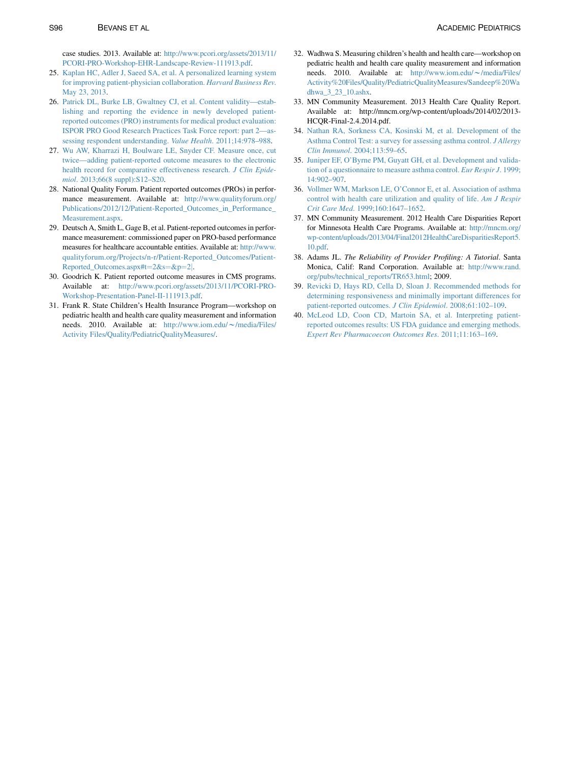case studies. 2013. Available at: http://www.pcori.org/assets/2013/11/PCORI-PRO-Workshop-EHR-Landscape-Review-111913.pdf.

25. Kaplan HC, Adler J, Saeed SA, et al. A personalized learning system for improving patient-physician collaboration. *Harvard Business Rev.* May 23, 2013.
26. Patrick DL, Burke LB, Gwaltney CJ, et al. Content validity—establishing and reporting the evidence in newly developed patient-reported outcomes (PRO) instruments for medical product evaluation: ISPOR PRO Good Research Practices Task Force report: part 2—assessing respondent understanding. *Value Health*. 2011;14:978–988.
27. Wu AW, Kharrazi H, Boulware LE, Snyder CF. Measure once, cut twice—adding patient-reported outcome measures to the electronic health record for comparative effectiveness research. *J Clin Epidemiol*. 2013;66(8 suppl):S12–S20.
28. National Quality Forum. Patient reported outcomes (PROs) in performance measurement. Available at: http://www.qualityforum.org/Publications/2012/12/Patient-Reported_Outcomes_in_Performance_Measurement.aspx.
29. Deutsch A, Smith L, Gage B, et al. Patient-reported outcomes in performance measurement: commissioned paper on PRO-based performance measures for healthcare accountable entities. Available at: http://www.qualityforum.org/Projects/n-r/Patient-Reported_Outcomes/Patient-Reported_Outcomes.aspx#t=2&s=&p=2|.
30. Goodrich K. Patient reported outcome measures in CMS programs. Available at: http://www.pcori.org/assets/2013/11/PCORI-PRO-Workshop-Presentation-Panel-II-111913.pdf.
31. Frank R. State Children's Health Insurance Program—workshop on pediatric health and health care quality measurement and information needs. 2010. Available at: http://www.iom.edu/~/media/Files/Activity Files/Quality/PediatricQualityMeasures/.
32. Wadhwa S. Measuring children's health and health care—workshop on pediatric health and health care quality measurement and information needs. 2010. Available at: http://www.iom.edu/~/media/Files/Activity%20Files/Quality/PediatricQualityMeasures/Sandeep%20Wadhwa_3_23_10.ashx.
33. MN Community Measurement. 2013 Health Care Quality Report. Available at: http://mncm.org/wp-content/uploads/2014/02/2013-HCQR-Final-2.4.2014.pdf.
34. Nathan RA, Sorkness CA, Kosinski M, et al. Development of the Asthma Control Test: a survey for assessing asthma control. *J Allergy Clin Immunol*. 2004;113:59–65.
35. Juniper EF, O'Byrne PM, Guyatt GH, et al. Development and validation of a questionnaire to measure asthma control. *Eur Respir J*. 1999; 14:902–907.
36. Vollmer WM, Markson LE, O'Connor E, et al. Association of asthma control with health care utilization and quality of life. *Am J Respir Crit Care Med*. 1999;160:1647–1652.
37. MN Community Measurement. 2012 Health Care Disparities Report for Minnesota Health Care Programs. Available at: http://mncm.org/wp-content/uploads/2013/04/Final2012HealthCareDisparitiesReport5.10.pdf.
38. Adams JL. *The Reliability of Provider Profiling: A Tutorial*. Santa Monica, Calif: Rand Corporation. Available at: http://www.rand.org/pubs/technical_reports/TR653.html; 2009.
39. Revicki D, Hays RD, Cella D, Sloan J. Recommended methods for determining responsiveness and minimally important differences for patient-reported outcomes. *J Clin Epidemiol*. 2008;61:102–109.
40. McLeod LD, Coon CD, Martoin SA, et al. Interpreting patient-reported outcomes results: US FDA guidance and emerging methods. *Expert Rev Pharmacoecon Outcomes Res*. 2011;11:163–169.